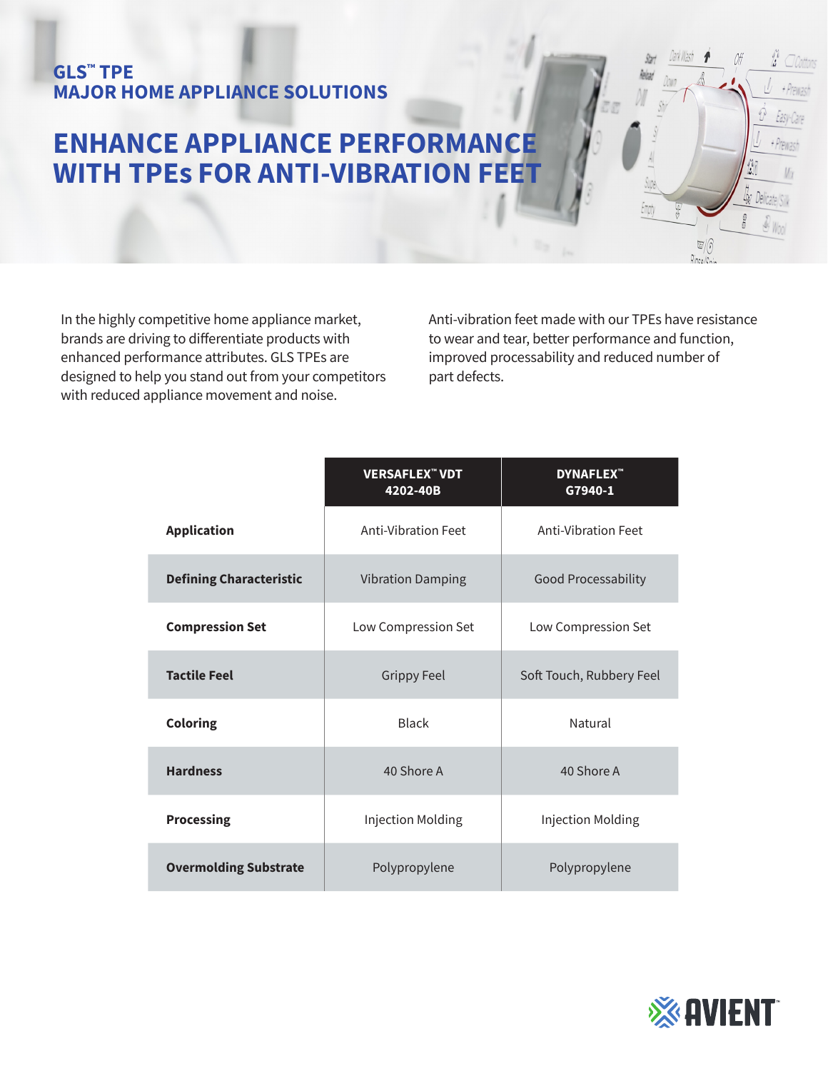GLS™ TPE
MAJOR HOME APPLIANCE SOLUTIONS

# ENHANCE APPLIANCE PERFORMANCE WITH TPEs FOR ANTI-VIBRATION FEET

In the highly competitive home appliance market, brands are driving to differentiate products with enhanced performance attributes. GLS TPEs are designed to help you stand out from your competitors with reduced appliance movement and noise.

Anti-vibration feet made with our TPEs have resistance to wear and tear, better performance and function, improved processability and reduced number of part defects.

| | VERSAFLEX™ VDT 4202-40B | DYNAFLEX™ G7940-1 |
|---|---|---|
| **Application** | Anti-Vibration Feet | Anti-Vibration Feet |
| **Defining Characteristic** | Vibration Damping | Good Processability |
| **Compression Set** | Low Compression Set | Low Compression Set |
| **Tactile Feel** | Grippy Feel | Soft Touch, Rubbery Feel |
| **Coloring** | Black | Natural |
| **Hardness** | 40 Shore A | 40 Shore A |
| **Processing** | Injection Molding | Injection Molding |
| **Overmolding Substrate** | Polypropylene | Polypropylene |

AVIENT™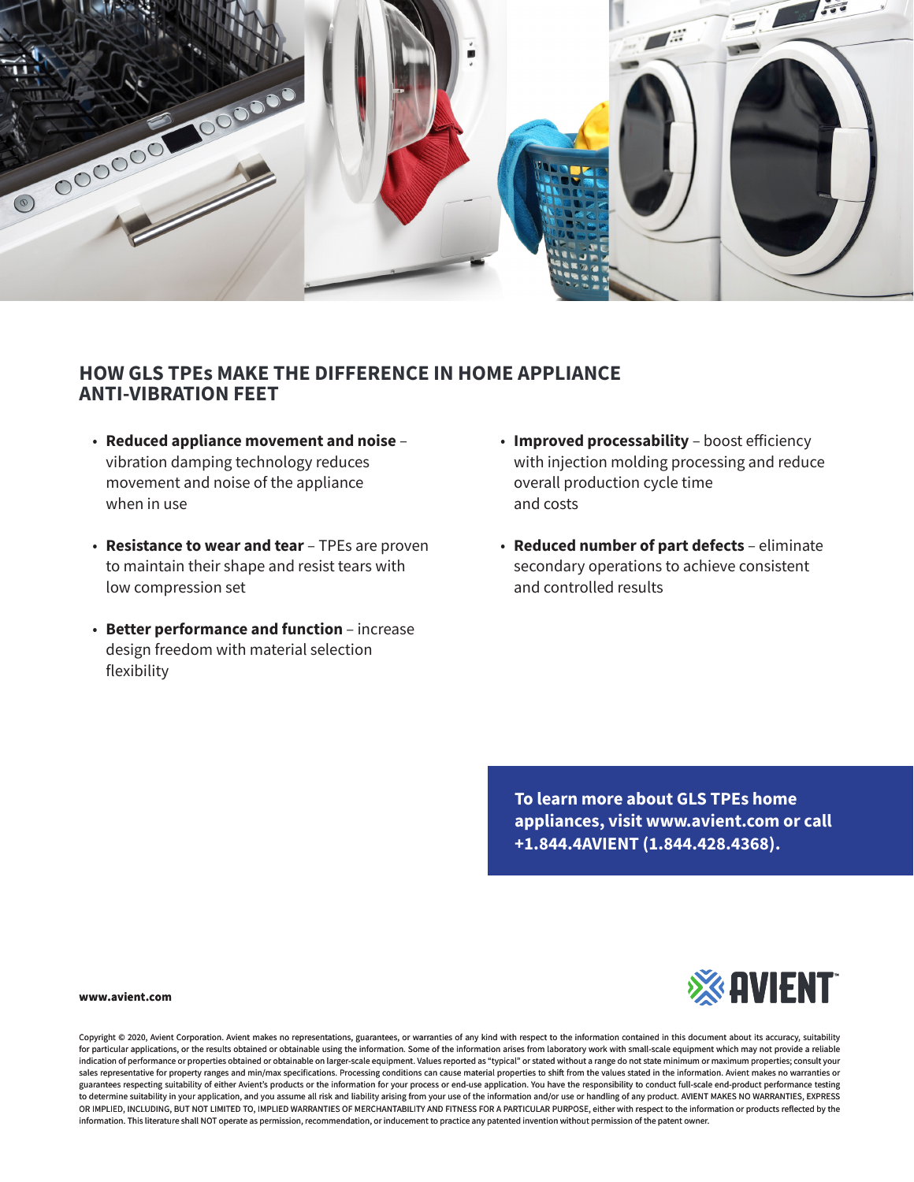## HOW GLS TPEs MAKE THE DIFFERENCE IN HOME APPLIANCE ANTI-VIBRATION FEET

- **Reduced appliance movement and noise** – vibration damping technology reduces movement and noise of the appliance when in use
- **Resistance to wear and tear** – TPEs are proven to maintain their shape and resist tears with low compression set
- **Better performance and function** – increase design freedom with material selection flexibility
- **Improved processability** – boost efficiency with injection molding processing and reduce overall production cycle time and costs
- **Reduced number of part defects** – eliminate secondary operations to achieve consistent and controlled results

**To learn more about GLS TPEs home appliances, visit www.avient.com or call +1.844.4AVIENT (1.844.428.4368).**

**www.avient.com**

AVIENT™

Copyright © 2020, Avient Corporation. Avient makes no representations, guarantees, or warranties of any kind with respect to the information contained in this document about its accuracy, suitability for particular applications, or the results obtained or obtainable using the information. Some of the information arises from laboratory work with small-scale equipment which may not provide a reliable indication of performance or properties obtained or obtainable on larger-scale equipment. Values reported as "typical" or stated without a range do not state minimum or maximum properties; consult your sales representative for property ranges and min/max specifications. Processing conditions can cause material properties to shift from the values stated in the information. Avient makes no warranties or guarantees respecting suitability of either Avient's products or the information for your process or end-use application. You have the responsibility to conduct full-scale end-product performance testing to determine suitability in your application, and you assume all risk and liability arising from your use of the information and/or use or handling of any product. AVIENT MAKES NO WARRANTIES, EXPRESS OR IMPLIED, INCLUDING, BUT NOT LIMITED TO, IMPLIED WARRANTIES OF MERCHANTABILITY AND FITNESS FOR A PARTICULAR PURPOSE, either with respect to the information or products reflected by the information. This literature shall NOT operate as permission, recommendation, or inducement to practice any patented invention without permission of the patent owner.